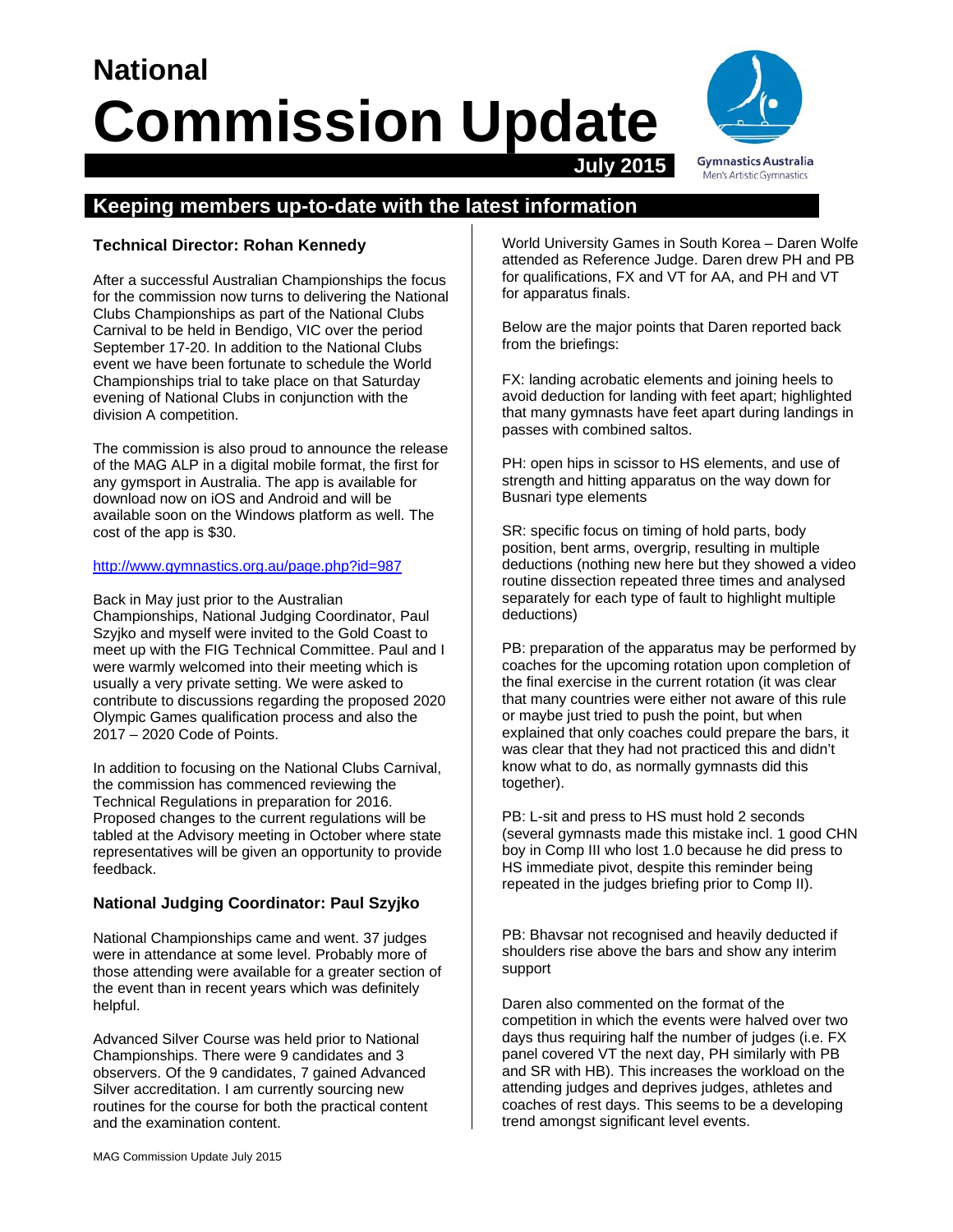# National Commission Update

**July 2015**

Gymnastics Australia
Men's Artistic Gymnastics

## Keeping members up-to-date with the latest information

### Technical Director: Rohan Kennedy

After a successful Australian Championships the focus for the commission now turns to delivering the National Clubs Championships as part of the National Clubs Carnival to be held in Bendigo, VIC over the period September 17-20. In addition to the National Clubs event we have been fortunate to schedule the World Championships trial to take place on that Saturday evening of National Clubs in conjunction with the division A competition.

The commission is also proud to announce the release of the MAG ALP in a digital mobile format, the first for any gymsport in Australia. The app is available for download now on iOS and Android and will be available soon on the Windows platform as well. The cost of the app is $30.

http://www.gymnastics.org.au/page.php?id=987

Back in May just prior to the Australian Championships, National Judging Coordinator, Paul Szyjko and myself were invited to the Gold Coast to meet up with the FIG Technical Committee. Paul and I were warmly welcomed into their meeting which is usually a very private setting. We were asked to contribute to discussions regarding the proposed 2020 Olympic Games qualification process and also the 2017 – 2020 Code of Points.

In addition to focusing on the National Clubs Carnival, the commission has commenced reviewing the Technical Regulations in preparation for 2016. Proposed changes to the current regulations will be tabled at the Advisory meeting in October where state representatives will be given an opportunity to provide feedback.

### National Judging Coordinator: Paul Szyjko

National Championships came and went. 37 judges were in attendance at some level. Probably more of those attending were available for a greater section of the event than in recent years which was definitely helpful.

Advanced Silver Course was held prior to National Championships. There were 9 candidates and 3 observers. Of the 9 candidates, 7 gained Advanced Silver accreditation. I am currently sourcing new routines for the course for both the practical content and the examination content.

World University Games in South Korea – Daren Wolfe attended as Reference Judge. Daren drew PH and PB for qualifications, FX and VT for AA, and PH and VT for apparatus finals.

Below are the major points that Daren reported back from the briefings:

FX: landing acrobatic elements and joining heels to avoid deduction for landing with feet apart; highlighted that many gymnasts have feet apart during landings in passes with combined saltos.

PH: open hips in scissor to HS elements, and use of strength and hitting apparatus on the way down for Busnari type elements

SR: specific focus on timing of hold parts, body position, bent arms, overgrip, resulting in multiple deductions (nothing new here but they showed a video routine dissection repeated three times and analysed separately for each type of fault to highlight multiple deductions)

PB: preparation of the apparatus may be performed by coaches for the upcoming rotation upon completion of the final exercise in the current rotation (it was clear that many countries were either not aware of this rule or maybe just tried to push the point, but when explained that only coaches could prepare the bars, it was clear that they had not practiced this and didn't know what to do, as normally gymnasts did this together).

PB: L-sit and press to HS must hold 2 seconds (several gymnasts made this mistake incl. 1 good CHN boy in Comp III who lost 1.0 because he did press to HS immediate pivot, despite this reminder being repeated in the judges briefing prior to Comp II).

PB: Bhavsar not recognised and heavily deducted if shoulders rise above the bars and show any interim support

Daren also commented on the format of the competition in which the events were halved over two days thus requiring half the number of judges (i.e. FX panel covered VT the next day, PH similarly with PB and SR with HB). This increases the workload on the attending judges and deprives judges, athletes and coaches of rest days. This seems to be a developing trend amongst significant level events.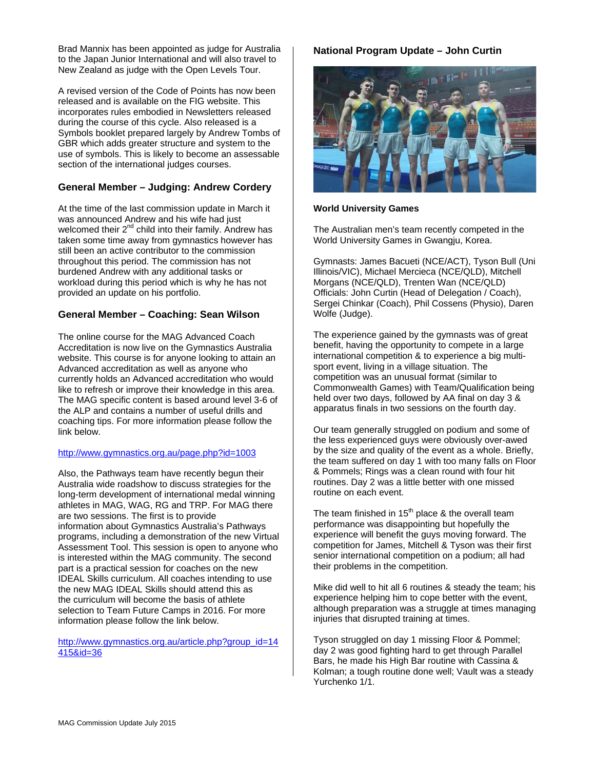Brad Mannix has been appointed as judge for Australia to the Japan Junior International and will also travel to New Zealand as judge with the Open Levels Tour.

A revised version of the Code of Points has now been released and is available on the FIG website. This incorporates rules embodied in Newsletters released during the course of this cycle. Also released is a Symbols booklet prepared largely by Andrew Tombs of GBR which adds greater structure and system to the use of symbols. This is likely to become an assessable section of the international judges courses.

## General Member – Judging: Andrew Cordery

At the time of the last commission update in March it was announced Andrew and his wife had just welcomed their 2nd child into their family. Andrew has taken some time away from gymnastics however has still been an active contributor to the commission throughout this period. The commission has not burdened Andrew with any additional tasks or workload during this period which is why he has not provided an update on his portfolio.

## General Member – Coaching: Sean Wilson

The online course for the MAG Advanced Coach Accreditation is now live on the Gymnastics Australia website. This course is for anyone looking to attain an Advanced accreditation as well as anyone who currently holds an Advanced accreditation who would like to refresh or improve their knowledge in this area. The MAG specific content is based around level 3-6 of the ALP and contains a number of useful drills and coaching tips. For more information please follow the link below.

http://www.gymnastics.org.au/page.php?id=1003

Also, the Pathways team have recently begun their Australia wide roadshow to discuss strategies for the long-term development of international medal winning athletes in MAG, WAG, RG and TRP. For MAG there are two sessions. The first is to provide information about Gymnastics Australia's Pathways programs, including a demonstration of the new Virtual Assessment Tool. This session is open to anyone who is interested within the MAG community. The second part is a practical session for coaches on the new IDEAL Skills curriculum. All coaches intending to use the new MAG IDEAL Skills should attend this as the curriculum will become the basis of athlete selection to Team Future Camps in 2016. For more information please follow the link below.

http://www.gymnastics.org.au/article.php?group_id=14415&id=36

## National Program Update – John Curtin

**World University Games**

The Australian men's team recently competed in the World University Games in Gwangju, Korea.

Gymnasts: James Bacueti (NCE/ACT), Tyson Bull (Uni Illinois/VIC), Michael Mercieca (NCE/QLD), Mitchell Morgans (NCE/QLD), Trenten Wan (NCE/QLD)
Officials: John Curtin (Head of Delegation / Coach), Sergei Chinkar (Coach), Phil Cossens (Physio), Daren Wolfe (Judge).

The experience gained by the gymnasts was of great benefit, having the opportunity to compete in a large international competition & to experience a big multi-sport event, living in a village situation. The competition was an unusual format (similar to Commonwealth Games) with Team/Qualification being held over two days, followed by AA final on day 3 & apparatus finals in two sessions on the fourth day.

Our team generally struggled on podium and some of the less experienced guys were obviously over-awed by the size and quality of the event as a whole. Briefly, the team suffered on day 1 with too many falls on Floor & Pommels; Rings was a clean round with four hit routines. Day 2 was a little better with one missed routine on each event.

The team finished in 15th place & the overall team performance was disappointing but hopefully the experience will benefit the guys moving forward. The competition for James, Mitchell & Tyson was their first senior international competition on a podium; all had their problems in the competition.

Mike did well to hit all 6 routines & steady the team; his experience helping him to cope better with the event, although preparation was a struggle at times managing injuries that disrupted training at times.

Tyson struggled on day 1 missing Floor & Pommel; day 2 was good fighting hard to get through Parallel Bars, he made his High Bar routine with Cassina & Kolman; a tough routine done well; Vault was a steady Yurchenko 1/1.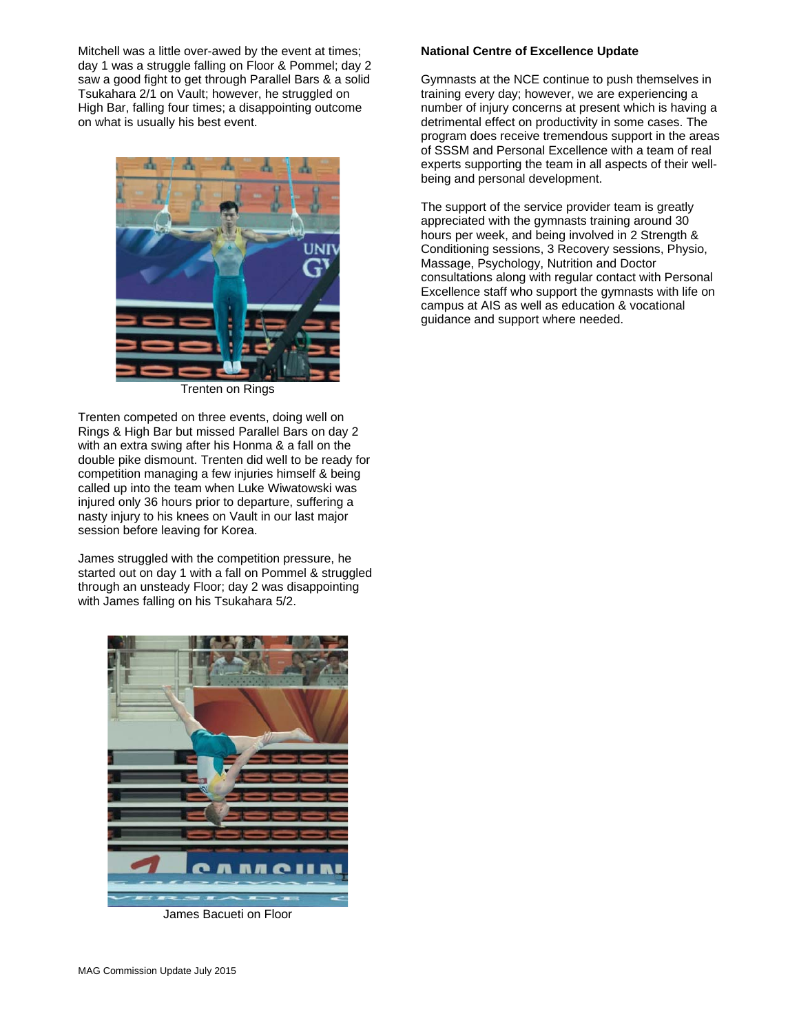Mitchell was a little over-awed by the event at times; day 1 was a struggle falling on Floor & Pommel; day 2 saw a good fight to get through Parallel Bars & a solid Tsukahara 2/1 on Vault; however, he struggled on High Bar, falling four times; a disappointing outcome on what is usually his best event.

Trenten on Rings

Trenten competed on three events, doing well on Rings & High Bar but missed Parallel Bars on day 2 with an extra swing after his Honma & a fall on the double pike dismount. Trenten did well to be ready for competition managing a few injuries himself & being called up into the team when Luke Wiwatowski was injured only 36 hours prior to departure, suffering a nasty injury to his knees on Vault in our last major session before leaving for Korea.

James struggled with the competition pressure, he started out on day 1 with a fall on Pommel & struggled through an unsteady Floor; day 2 was disappointing with James falling on his Tsukahara 5/2.

James Bacueti on Floor

**National Centre of Excellence Update**

Gymnasts at the NCE continue to push themselves in training every day; however, we are experiencing a number of injury concerns at present which is having a detrimental effect on productivity in some cases. The program does receive tremendous support in the areas of SSSM and Personal Excellence with a team of real experts supporting the team in all aspects of their well-being and personal development.

The support of the service provider team is greatly appreciated with the gymnasts training around 30 hours per week, and being involved in 2 Strength & Conditioning sessions, 3 Recovery sessions, Physio, Massage, Psychology, Nutrition and Doctor consultations along with regular contact with Personal Excellence staff who support the gymnasts with life on campus at AIS as well as education & vocational guidance and support where needed.